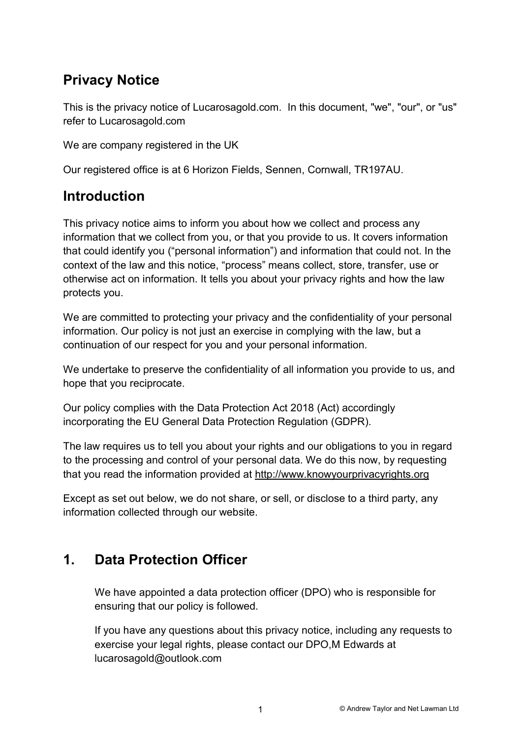## Privacy Notice

This is the privacy notice of Lucarosagold.com. In this document, "we", "our", or "us" refer to Lucarosagold.com

We are company registered in the UK

Our registered office is at 6 Horizon Fields, Sennen, Cornwall, TR197AU.

## Introduction

This privacy notice aims to inform you about how we collect and process any information that we collect from you, or that you provide to us. It covers information that could identify you ("personal information") and information that could not. In the context of the law and this notice, "process" means collect, store, transfer, use or otherwise act on information. It tells you about your privacy rights and how the law protects you.

We are committed to protecting your privacy and the confidentiality of your personal information. Our policy is not just an exercise in complying with the law, but a continuation of our respect for you and your personal information.

We undertake to preserve the confidentiality of all information you provide to us, and hope that you reciprocate.

Our policy complies with the Data Protection Act 2018 (Act) accordingly incorporating the EU General Data Protection Regulation (GDPR).

The law requires us to tell you about your rights and our obligations to you in regard to the processing and control of your personal data. We do this now, by requesting that you read the information provided at http://www.knowyourprivacyrights.org

Except as set out below, we do not share, or sell, or disclose to a third party, any information collected through our website.

## 1. Data Protection Officer

We have appointed a data protection officer (DPO) who is responsible for ensuring that our policy is followed.

If you have any questions about this privacy notice, including any requests to exercise your legal rights, please contact our DPO,M Edwards at lucarosagold@outlook.com

© Andrew Taylor and Net Lawman Ltd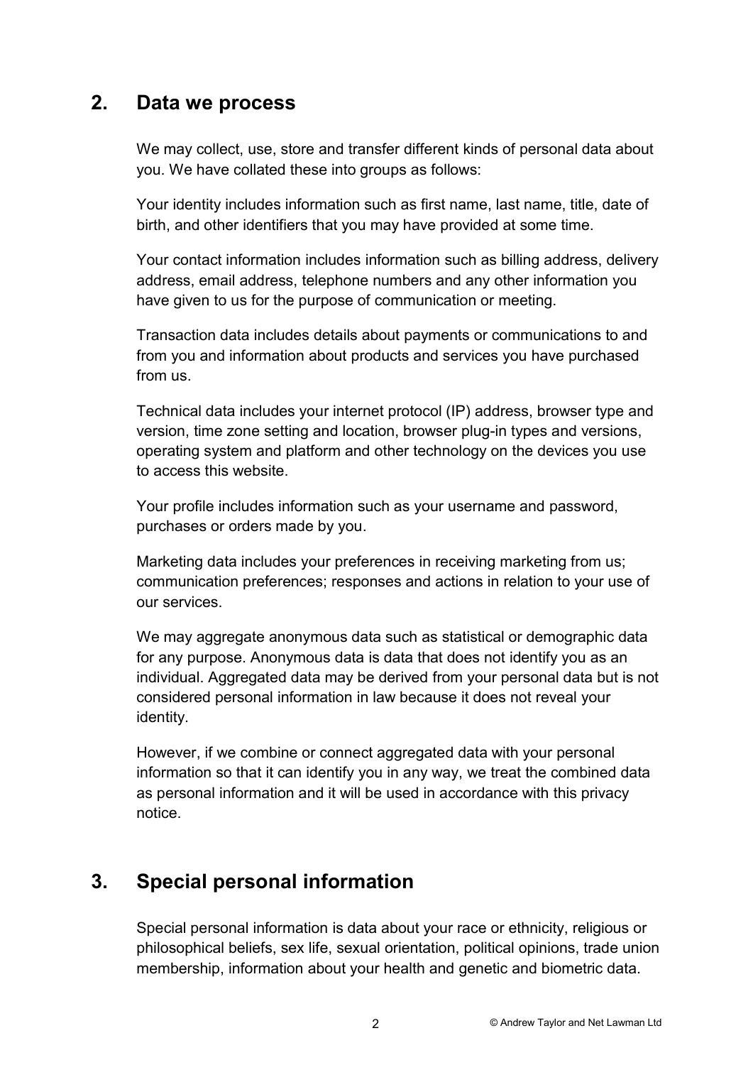## 2. Data we process

We may collect, use, store and transfer different kinds of personal data about you. We have collated these into groups as follows:

Your identity includes information such as first name, last name, title, date of birth, and other identifiers that you may have provided at some time.

Your contact information includes information such as billing address, delivery address, email address, telephone numbers and any other information you have given to us for the purpose of communication or meeting.

Transaction data includes details about payments or communications to and from you and information about products and services you have purchased from us.

Technical data includes your internet protocol (IP) address, browser type and version, time zone setting and location, browser plug-in types and versions, operating system and platform and other technology on the devices you use to access this website.

Your profile includes information such as your username and password, purchases or orders made by you.

Marketing data includes your preferences in receiving marketing from us; communication preferences; responses and actions in relation to your use of our services.

We may aggregate anonymous data such as statistical or demographic data for any purpose. Anonymous data is data that does not identify you as an individual. Aggregated data may be derived from your personal data but is not considered personal information in law because it does not reveal your identity.

However, if we combine or connect aggregated data with your personal information so that it can identify you in any way, we treat the combined data as personal information and it will be used in accordance with this privacy notice.

## 3. Special personal information

Special personal information is data about your race or ethnicity, religious or philosophical beliefs, sex life, sexual orientation, political opinions, trade union membership, information about your health and genetic and biometric data.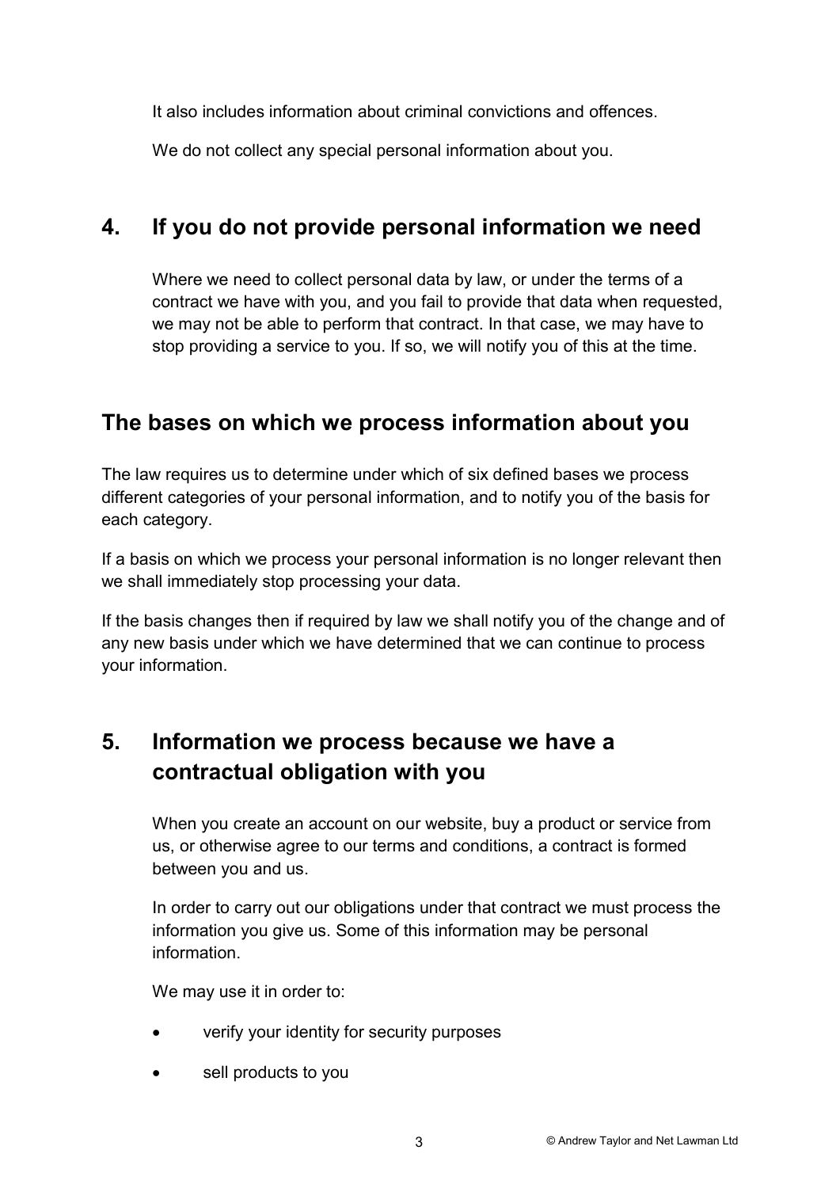It also includes information about criminal convictions and offences.

We do not collect any special personal information about you.

## 4. If you do not provide personal information we need

Where we need to collect personal data by law, or under the terms of a contract we have with you, and you fail to provide that data when requested, we may not be able to perform that contract. In that case, we may have to stop providing a service to you. If so, we will notify you of this at the time.

## The bases on which we process information about you

The law requires us to determine under which of six defined bases we process different categories of your personal information, and to notify you of the basis for each category.

If a basis on which we process your personal information is no longer relevant then we shall immediately stop processing your data.

If the basis changes then if required by law we shall notify you of the change and of any new basis under which we have determined that we can continue to process your information.

## 5. Information we process because we have a contractual obligation with you

When you create an account on our website, buy a product or service from us, or otherwise agree to our terms and conditions, a contract is formed between you and us.

In order to carry out our obligations under that contract we must process the information you give us. Some of this information may be personal information.

We may use it in order to:

- verify your identity for security purposes
- sell products to you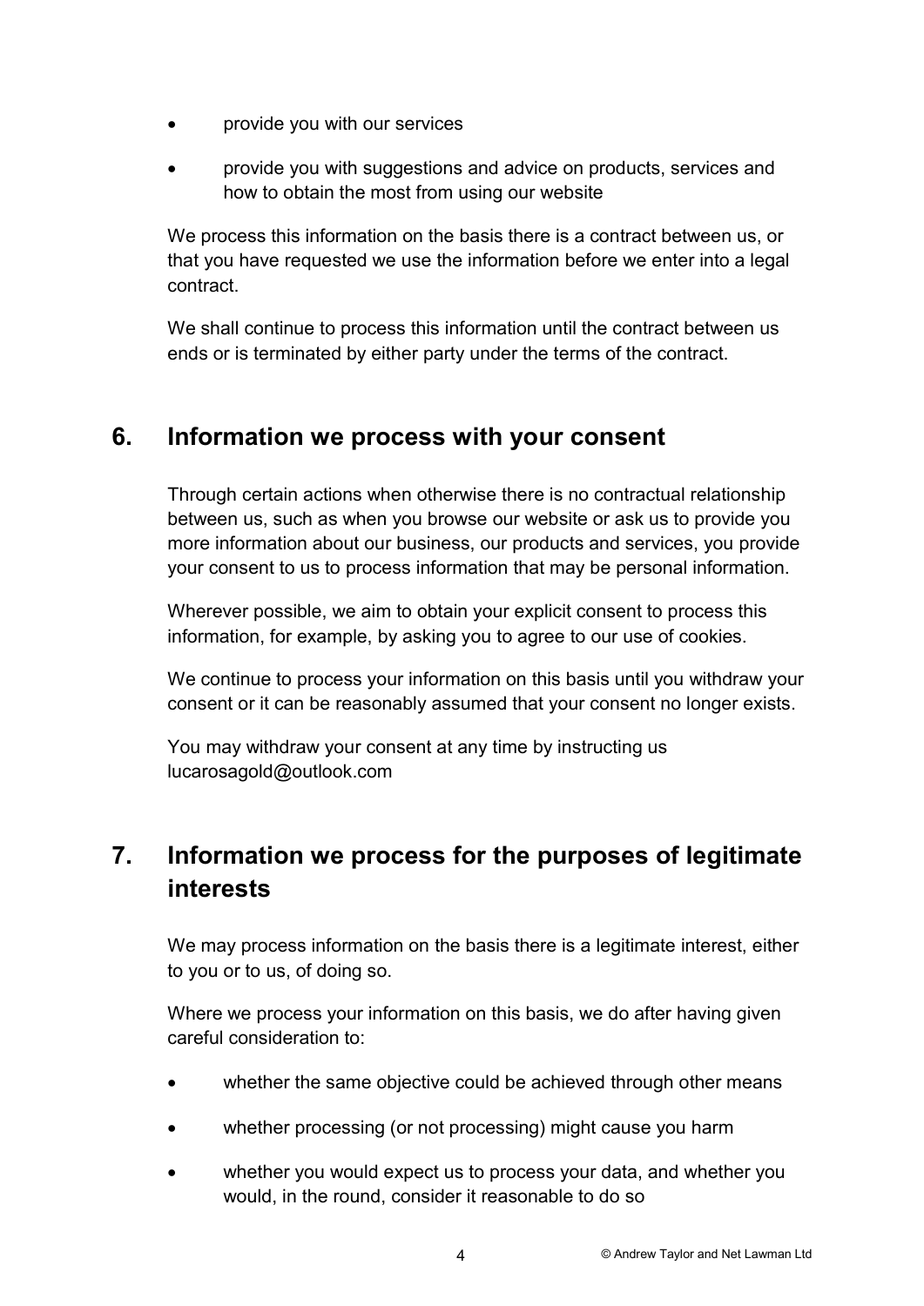- provide you with our services
- provide you with suggestions and advice on products, services and how to obtain the most from using our website

We process this information on the basis there is a contract between us, or that you have requested we use the information before we enter into a legal contract.

We shall continue to process this information until the contract between us ends or is terminated by either party under the terms of the contract.

## 6. Information we process with your consent

Through certain actions when otherwise there is no contractual relationship between us, such as when you browse our website or ask us to provide you more information about our business, our products and services, you provide your consent to us to process information that may be personal information.

Wherever possible, we aim to obtain your explicit consent to process this information, for example, by asking you to agree to our use of cookies.

We continue to process your information on this basis until you withdraw your consent or it can be reasonably assumed that your consent no longer exists.

You may withdraw your consent at any time by instructing us lucarosagold@outlook.com

## 7. Information we process for the purposes of legitimate interests

We may process information on the basis there is a legitimate interest, either to you or to us, of doing so.

Where we process your information on this basis, we do after having given careful consideration to:

- whether the same objective could be achieved through other means
- whether processing (or not processing) might cause you harm
- whether you would expect us to process your data, and whether you would, in the round, consider it reasonable to do so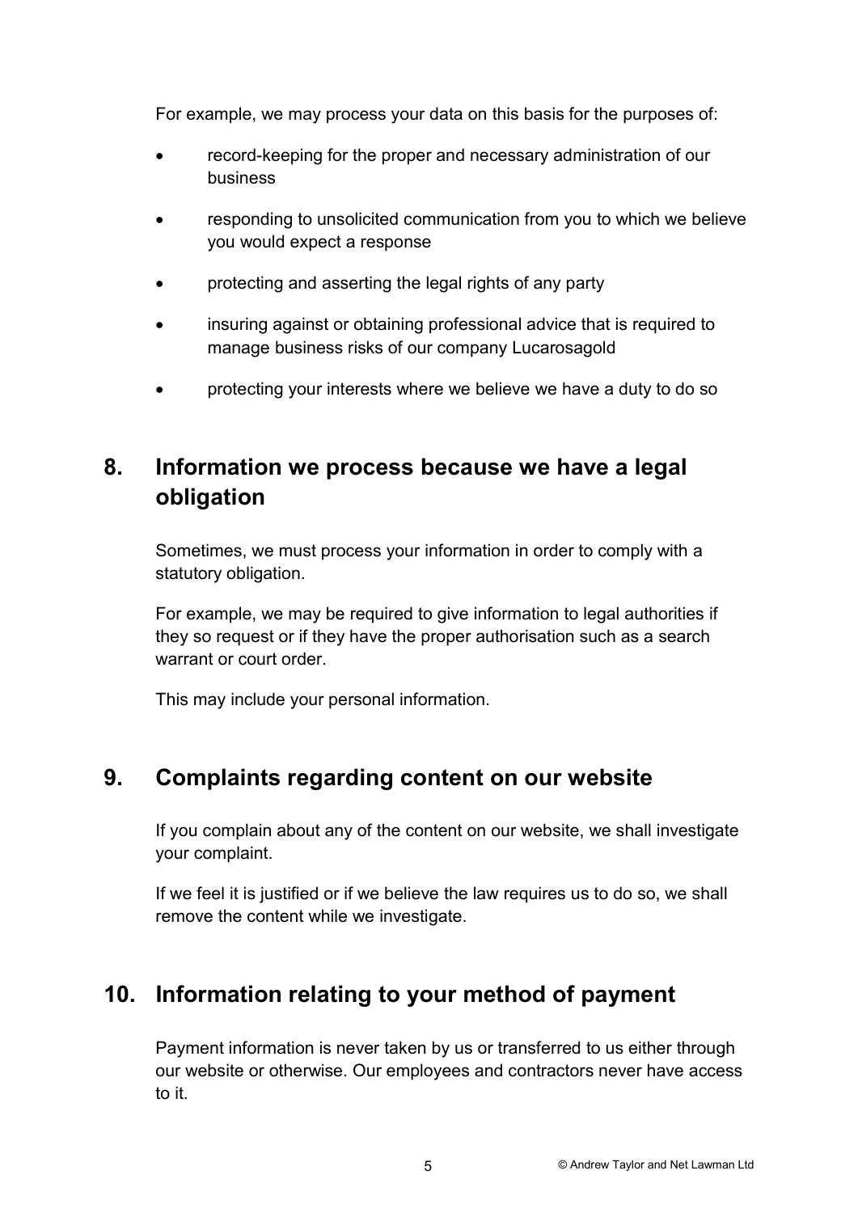For example, we may process your data on this basis for the purposes of:

- record-keeping for the proper and necessary administration of our business
- responding to unsolicited communication from you to which we believe you would expect a response
- protecting and asserting the legal rights of any party
- insuring against or obtaining professional advice that is required to manage business risks of our company Lucarosagold
- protecting your interests where we believe we have a duty to do so

## 8. Information we process because we have a legal obligation

Sometimes, we must process your information in order to comply with a statutory obligation.

For example, we may be required to give information to legal authorities if they so request or if they have the proper authorisation such as a search warrant or court order.

This may include your personal information.

## 9. Complaints regarding content on our website

If you complain about any of the content on our website, we shall investigate your complaint.

If we feel it is justified or if we believe the law requires us to do so, we shall remove the content while we investigate.

## 10. Information relating to your method of payment

Payment information is never taken by us or transferred to us either through our website or otherwise. Our employees and contractors never have access to it.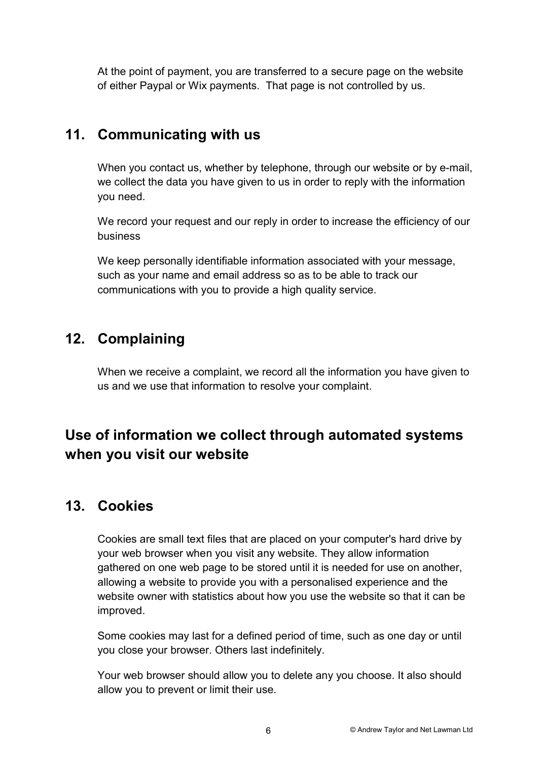At the point of payment, you are transferred to a secure page on the website of either Paypal or Wix payments. That page is not controlled by us.

## 11. Communicating with us

When you contact us, whether by telephone, through our website or by e-mail, we collect the data you have given to us in order to reply with the information you need.

We record your request and our reply in order to increase the efficiency of our business

We keep personally identifiable information associated with your message, such as your name and email address so as to be able to track our communications with you to provide a high quality service.

## 12. Complaining

When we receive a complaint, we record all the information you have given to us and we use that information to resolve your complaint.

# Use of information we collect through automated systems when you visit our website

## 13. Cookies

Cookies are small text files that are placed on your computer's hard drive by your web browser when you visit any website. They allow information gathered on one web page to be stored until it is needed for use on another, allowing a website to provide you with a personalised experience and the website owner with statistics about how you use the website so that it can be improved.

Some cookies may last for a defined period of time, such as one day or until you close your browser. Others last indefinitely.

Your web browser should allow you to delete any you choose. It also should allow you to prevent or limit their use.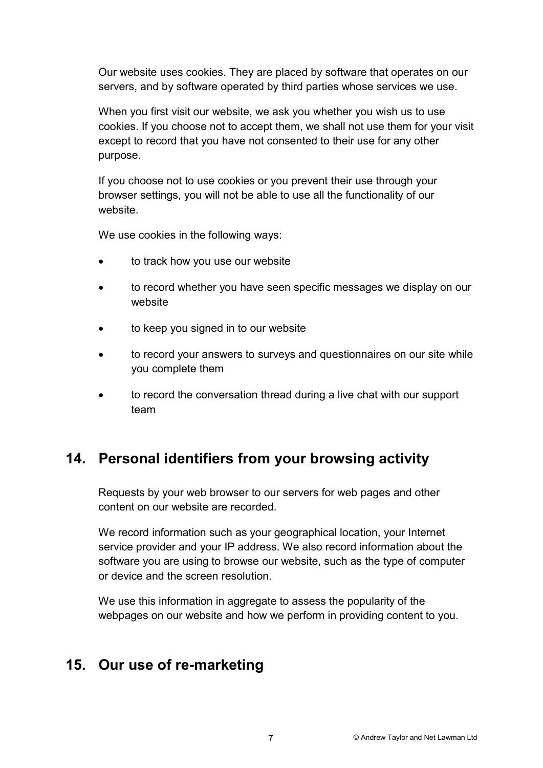Our website uses cookies. They are placed by software that operates on our servers, and by software operated by third parties whose services we use.

When you first visit our website, we ask you whether you wish us to use cookies. If you choose not to accept them, we shall not use them for your visit except to record that you have not consented to their use for any other purpose.

If you choose not to use cookies or you prevent their use through your browser settings, you will not be able to use all the functionality of our website.

We use cookies in the following ways:

- to track how you use our website
- to record whether you have seen specific messages we display on our website
- to keep you signed in to our website
- to record your answers to surveys and questionnaires on our site while you complete them
- to record the conversation thread during a live chat with our support team

## 14. Personal identifiers from your browsing activity

Requests by your web browser to our servers for web pages and other content on our website are recorded.

We record information such as your geographical location, your Internet service provider and your IP address. We also record information about the software you are using to browse our website, such as the type of computer or device and the screen resolution.

We use this information in aggregate to assess the popularity of the webpages on our website and how we perform in providing content to you.

## 15. Our use of re-marketing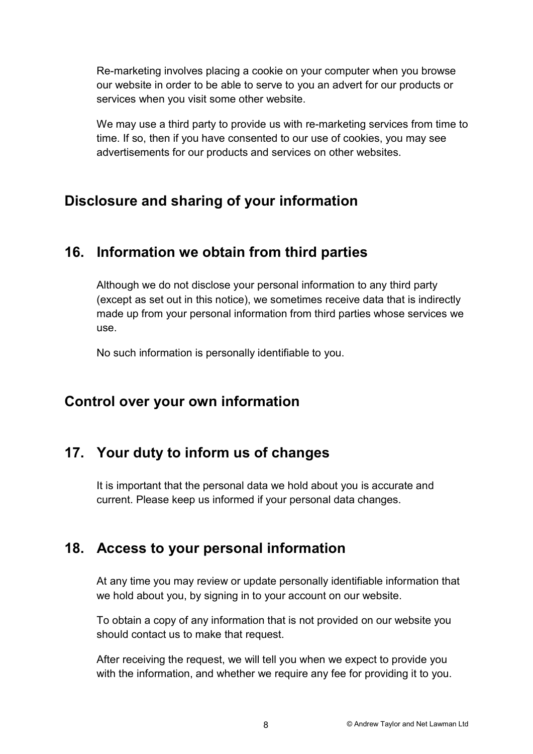Re-marketing involves placing a cookie on your computer when you browse our website in order to be able to serve to you an advert for our products or services when you visit some other website.

We may use a third party to provide us with re-marketing services from time to time. If so, then if you have consented to our use of cookies, you may see advertisements for our products and services on other websites.

## Disclosure and sharing of your information

## 16. Information we obtain from third parties

Although we do not disclose your personal information to any third party (except as set out in this notice), we sometimes receive data that is indirectly made up from your personal information from third parties whose services we use.

No such information is personally identifiable to you.

## Control over your own information

## 17. Your duty to inform us of changes

It is important that the personal data we hold about you is accurate and current. Please keep us informed if your personal data changes.

## 18. Access to your personal information

At any time you may review or update personally identifiable information that we hold about you, by signing in to your account on our website.

To obtain a copy of any information that is not provided on our website you should contact us to make that request.

After receiving the request, we will tell you when we expect to provide you with the information, and whether we require any fee for providing it to you.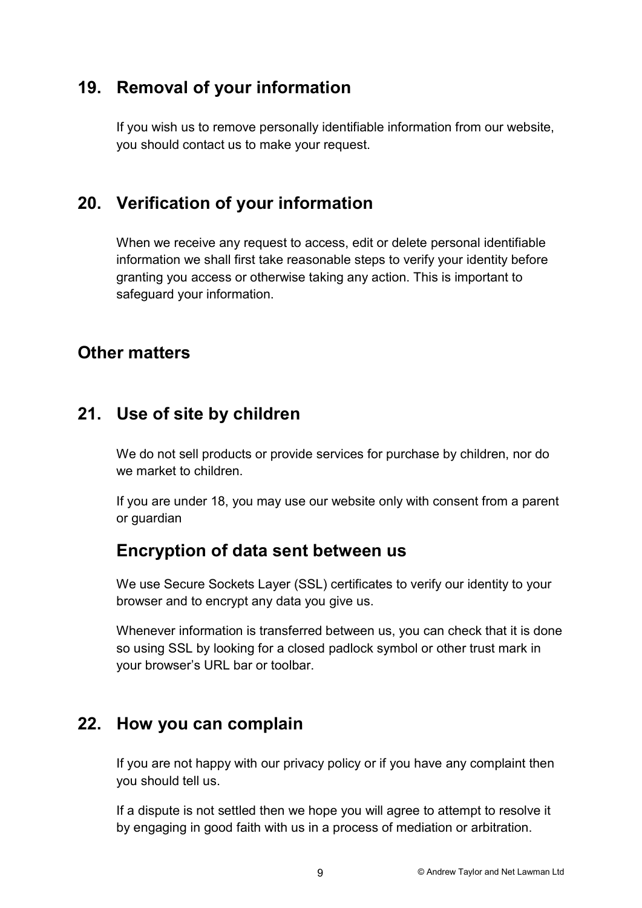## 19. Removal of your information

If you wish us to remove personally identifiable information from our website, you should contact us to make your request.

## 20. Verification of your information

When we receive any request to access, edit or delete personal identifiable information we shall first take reasonable steps to verify your identity before granting you access or otherwise taking any action. This is important to safeguard your information.

## Other matters

## 21. Use of site by children

We do not sell products or provide services for purchase by children, nor do we market to children.

If you are under 18, you may use our website only with consent from a parent or guardian

### Encryption of data sent between us

We use Secure Sockets Layer (SSL) certificates to verify our identity to your browser and to encrypt any data you give us.

Whenever information is transferred between us, you can check that it is done so using SSL by looking for a closed padlock symbol or other trust mark in your browser's URL bar or toolbar.

## 22. How you can complain

If you are not happy with our privacy policy or if you have any complaint then you should tell us.

If a dispute is not settled then we hope you will agree to attempt to resolve it by engaging in good faith with us in a process of mediation or arbitration.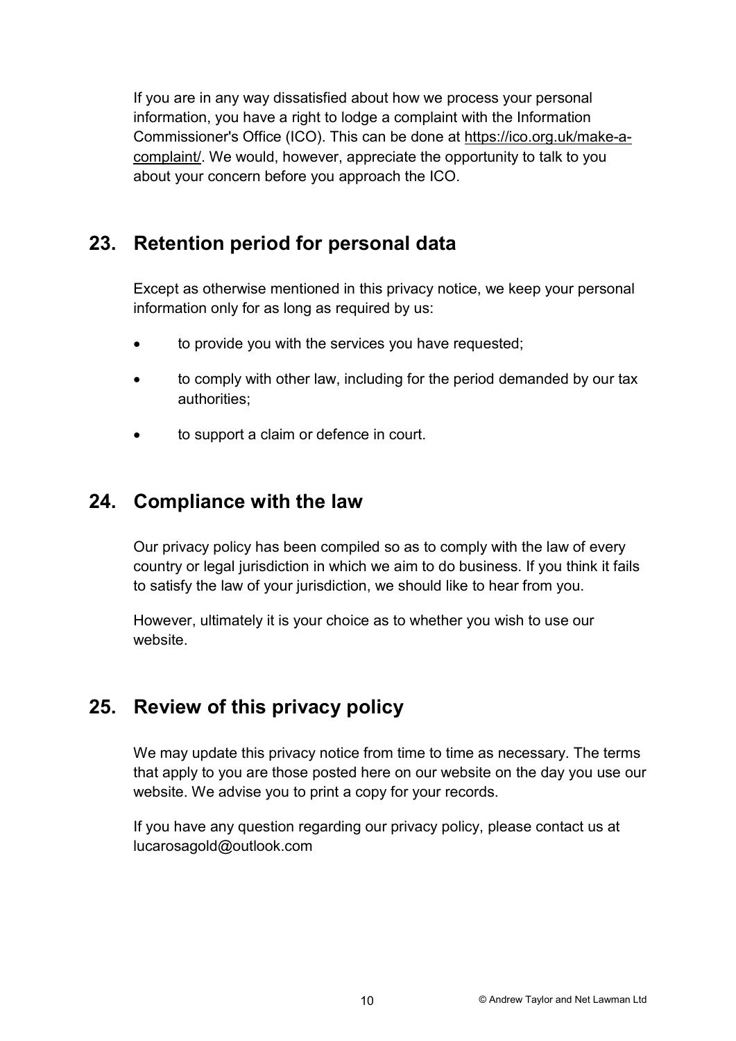If you are in any way dissatisfied about how we process your personal information, you have a right to lodge a complaint with the Information Commissioner's Office (ICO). This can be done at https://ico.org.uk/make-a-complaint/. We would, however, appreciate the opportunity to talk to you about your concern before you approach the ICO.

## 23. Retention period for personal data

Except as otherwise mentioned in this privacy notice, we keep your personal information only for as long as required by us:

- to provide you with the services you have requested;
- to comply with other law, including for the period demanded by our tax authorities;
- to support a claim or defence in court.

## 24. Compliance with the law

Our privacy policy has been compiled so as to comply with the law of every country or legal jurisdiction in which we aim to do business. If you think it fails to satisfy the law of your jurisdiction, we should like to hear from you.

However, ultimately it is your choice as to whether you wish to use our website.

## 25. Review of this privacy policy

We may update this privacy notice from time to time as necessary. The terms that apply to you are those posted here on our website on the day you use our website. We advise you to print a copy for your records.

If you have any question regarding our privacy policy, please contact us at lucarosagold@outlook.com

© Andrew Taylor and Net Lawman Ltd